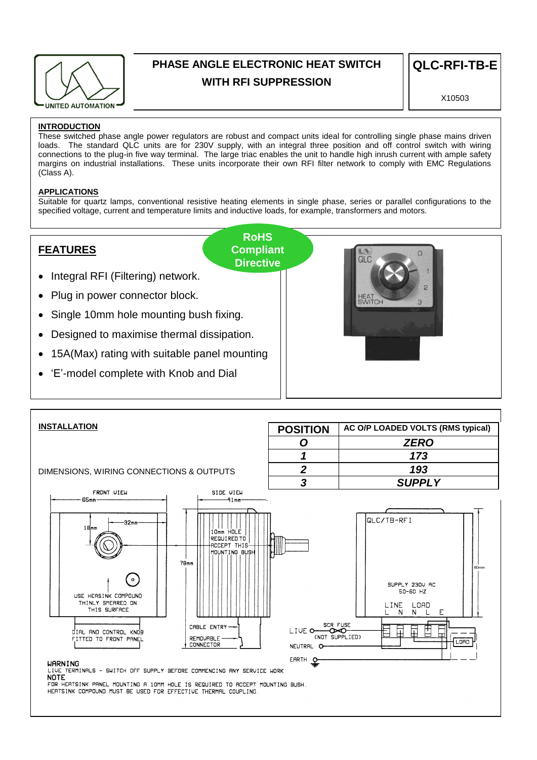# PHASE ANGLE ELECTRONIC HEAT SWITCH WITH RFI SUPPRESSION

**QLC-RFI-TB-E**

X10503

## INTRODUCTION

These switched phase angle power regulators are robust and compact units ideal for controlling single phase mains driven loads. The standard QLC units are for 230V supply, with an integral three position and off control switch with wiring connections to the plug-in five way terminal. The large triac enables the unit to handle high inrush current with ample safety margins on industrial installations. These units incorporate their own RFI filter network to comply with EMC Regulations (Class A).

## APPLICATIONS

Suitable for quartz lamps, conventional resistive heating elements in single phase, series or parallel configurations to the specified voltage, current and temperature limits and inductive loads, for example, transformers and motors.

## FEATURES

**RoHS Compliant Directive**

- Integral RFI (Filtering) network.
- Plug in power connector block.
- Single 10mm hole mounting bush fixing.
- Designed to maximise thermal dissipation.
- 15A(Max) rating with suitable panel mounting
- 'E'-model complete with Knob and Dial

## INSTALLATION

DIMENSIONS, WIRING CONNECTIONS & OUTPUTS

| POSITION | AC O/P LOADED VOLTS (RMS typical) |
|---|---|
| ***O*** | ***ZERO*** |
| ***1*** | ***173*** |
| ***2*** | ***193*** |
| ***3*** | ***SUPPLY*** |

FRONT VIEW — 65mm, 32mm, 18mm

USE HEASINK COMPOUND THINLY SMEARED ON THIS SURFACE

DIAL AND CONTROL KNOB FITTED TO FRONT PANEL

SIDE VIEW — 41mm, 78mm

10mm HOLE REQUIRED TO ACCEPT THIS MOUNTING BUSH

CABLE ENTRY

REMOVABLE CONNECTOR

QLC/TB-RFI

60mm

SUPPLY 230V AC 50-60 HZ

LINE L N — LOAD N L E

LIVE — SCR FUSE (NOT SUPPLIED)

NEUTRAL

EARTH

LOAD

**WARNING**

LIVE TERMINALS – SWITCH OFF SUPPLY BEFORE COMMENCING ANY SERVICE WORK

**NOTE**

FOR HEATSINK PANEL MOUNTING A 10MM HOLE IS REQUIRED TO ACCEPT MOUNTING BUSH.
HEATSINK COMPOUND MUST BE USED FOR EFFECTIVE THERMAL COUPLING.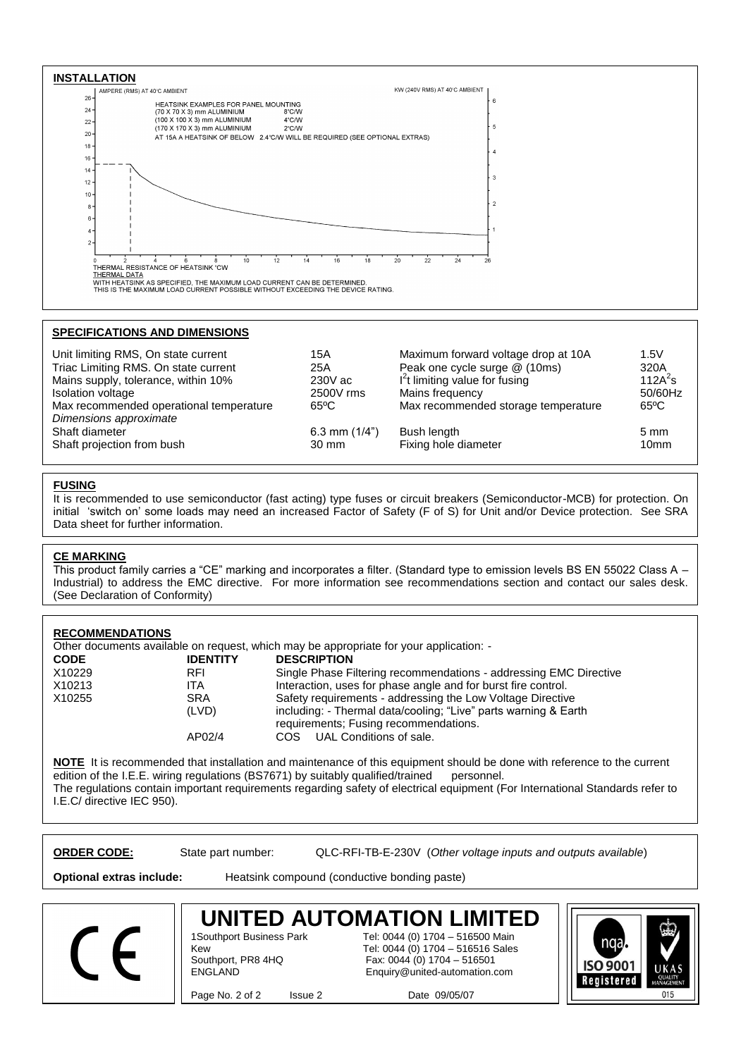## INSTALLATION

AMPERE (RMS) AT 40°C AMBIENT

KW (240V RMS) AT 40°C AMBIENT

HEATSINK EXAMPLES FOR PANEL MOUNTING
(70 X 70 X 3) mm ALUMINIUM 8°C/W
(100 X 100 X 3) mm ALUMINIUM 4°C/W
(170 X 170 X 3) mm ALUMINIUM 2°C/W
AT 15A A HEATSINK OF BELOW 2.4°C/W WILL BE REQUIRED (SEE OPTIONAL EXTRAS)

26
24
22
20
18
16
14
12
10
8
6
4
2

6
5
4
3
2
1

0 2 4 6 8 10 12 14 16 18 20 22 24 26

THERMAL RESISTANCE OF HEATSINK °CW

THERMAL DATA
WITH HEATSINK AS SPECIFIED, THE MAXIMUM LOAD CURRENT CAN BE DETERMINED.
THIS IS THE MAXIMUM LOAD CURRENT POSSIBLE WITHOUT EXCEEDING THE DEVICE RATING.

## SPECIFICATIONS AND DIMENSIONS

| | | | |
|---|---|---|---|
| Unit limiting RMS, On state current | 15A | Maximum forward voltage drop at 10A | 1.5V |
| Triac Limiting RMS. On state current | 25A | Peak one cycle surge @ (10ms) | 320A |
| Mains supply, tolerance, within 10% | 230V ac | $I^2t$ limiting value for fusing | $112A^2s$ |
| Isolation voltage | 2500V rms | Mains frequency | 50/60Hz |
| Max recommended operational temperature | 65ºC | Max recommended storage temperature | 65ºC |
| *Dimensions approximate* | | | |
| Shaft diameter | 6.3 mm (1/4") | Bush length | 5 mm |
| Shaft projection from bush | 30 mm | Fixing hole diameter | 10mm |

## FUSING

It is recommended to use semiconductor (fast acting) type fuses or circuit breakers (Semiconductor-MCB) for protection. On initial 'switch on' some loads may need an increased Factor of Safety (F of S) for Unit and/or Device protection. See SRA Data sheet for further information.

## CE MARKING

This product family carries a "CE" marking and incorporates a filter. (Standard type to emission levels BS EN 55022 Class A – Industrial) to address the EMC directive. For more information see recommendations section and contact our sales desk. (See Declaration of Conformity)

## RECOMMENDATIONS

Other documents available on request, which may be appropriate for your application: -

| CODE | IDENTITY | DESCRIPTION |
|---|---|---|
| X10229 | RFI | Single Phase Filtering recommendations - addressing EMC Directive |
| X10213 | ITA | Interaction, uses for phase angle and for burst fire control. |
| X10255 | SRA (LVD) | Safety requirements - addressing the Low Voltage Directive including: - Thermal data/cooling; "Live" parts warning & Earth requirements; Fusing recommendations. |
| | AP02/4 | COS UAL Conditions of sale. |

**NOTE** It is recommended that installation and maintenance of this equipment should be done with reference to the current edition of the I.E.E. wiring regulations (BS7671) by suitably qualified/trained personnel.
The regulations contain important requirements regarding safety of electrical equipment (For International Standards refer to I.E.C/ directive IEC 950).

**ORDER CODE:** State part number: QLC-RFI-TB-E-230V (*Other voltage inputs and outputs available*)

**Optional extras include:** Heatsink compound (conductive bonding paste)

# UNITED AUTOMATION LIMITED

1Southport Business Park
Kew
Southport, PR8 4HQ
ENGLAND

Tel: 0044 (0) 1704 – 516500 Main
Tel: 0044 (0) 1704 – 516516 Sales
Fax: 0044 (0) 1704 – 516501
Enquiry@united-automation.com

Issue 2 Date 09/05/07